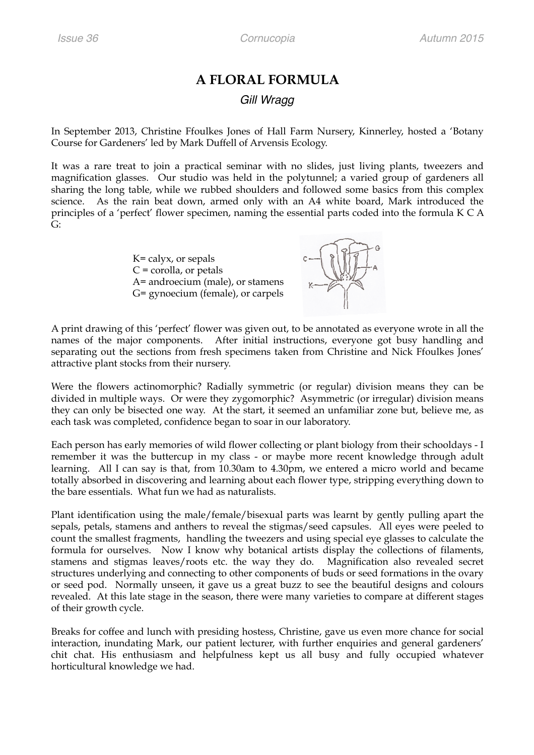# A FLORAL FORMULA

*Gill Wragg*

In September 2013, Christine Ffoulkes Jones of Hall Farm Nursery, Kinnerley, hosted a 'Botany Course for Gardeners' led by Mark Duffell of Arvensis Ecology.

It was a rare treat to join a practical seminar with no slides, just living plants, tweezers and magnification glasses. Our studio was held in the polytunnel; a varied group of gardeners all sharing the long table, while we rubbed shoulders and followed some basics from this complex science. As the rain beat down, armed only with an A4 white board, Mark introduced the principles of a 'perfect' flower specimen, naming the essential parts coded into the formula K C A G:

K= calyx, or sepals
C = corolla, or petals
A= androecium (male), or stamens
G= gynoecium (female), or carpels

A print drawing of this 'perfect' flower was given out, to be annotated as everyone wrote in all the names of the major components. After initial instructions, everyone got busy handling and separating out the sections from fresh specimens taken from Christine and Nick Ffoulkes Jones' attractive plant stocks from their nursery.

Were the flowers actinomorphic? Radially symmetric (or regular) division means they can be divided in multiple ways. Or were they zygomorphic? Asymmetric (or irregular) division means they can only be bisected one way. At the start, it seemed an unfamiliar zone but, believe me, as each task was completed, confidence began to soar in our laboratory.

Each person has early memories of wild flower collecting or plant biology from their schooldays - I remember it was the buttercup in my class - or maybe more recent knowledge through adult learning. All I can say is that, from 10.30am to 4.30pm, we entered a micro world and became totally absorbed in discovering and learning about each flower type, stripping everything down to the bare essentials. What fun we had as naturalists.

Plant identification using the male/female/bisexual parts was learnt by gently pulling apart the sepals, petals, stamens and anthers to reveal the stigmas/seed capsules. All eyes were peeled to count the smallest fragments, handling the tweezers and using special eye glasses to calculate the formula for ourselves. Now I know why botanical artists display the collections of filaments, stamens and stigmas leaves/roots etc. the way they do. Magnification also revealed secret structures underlying and connecting to other components of buds or seed formations in the ovary or seed pod. Normally unseen, it gave us a great buzz to see the beautiful designs and colours revealed. At this late stage in the season, there were many varieties to compare at different stages of their growth cycle.

Breaks for coffee and lunch with presiding hostess, Christine, gave us even more chance for social interaction, inundating Mark, our patient lecturer, with further enquiries and general gardeners' chit chat. His enthusiasm and helpfulness kept us all busy and fully occupied whatever horticultural knowledge we had.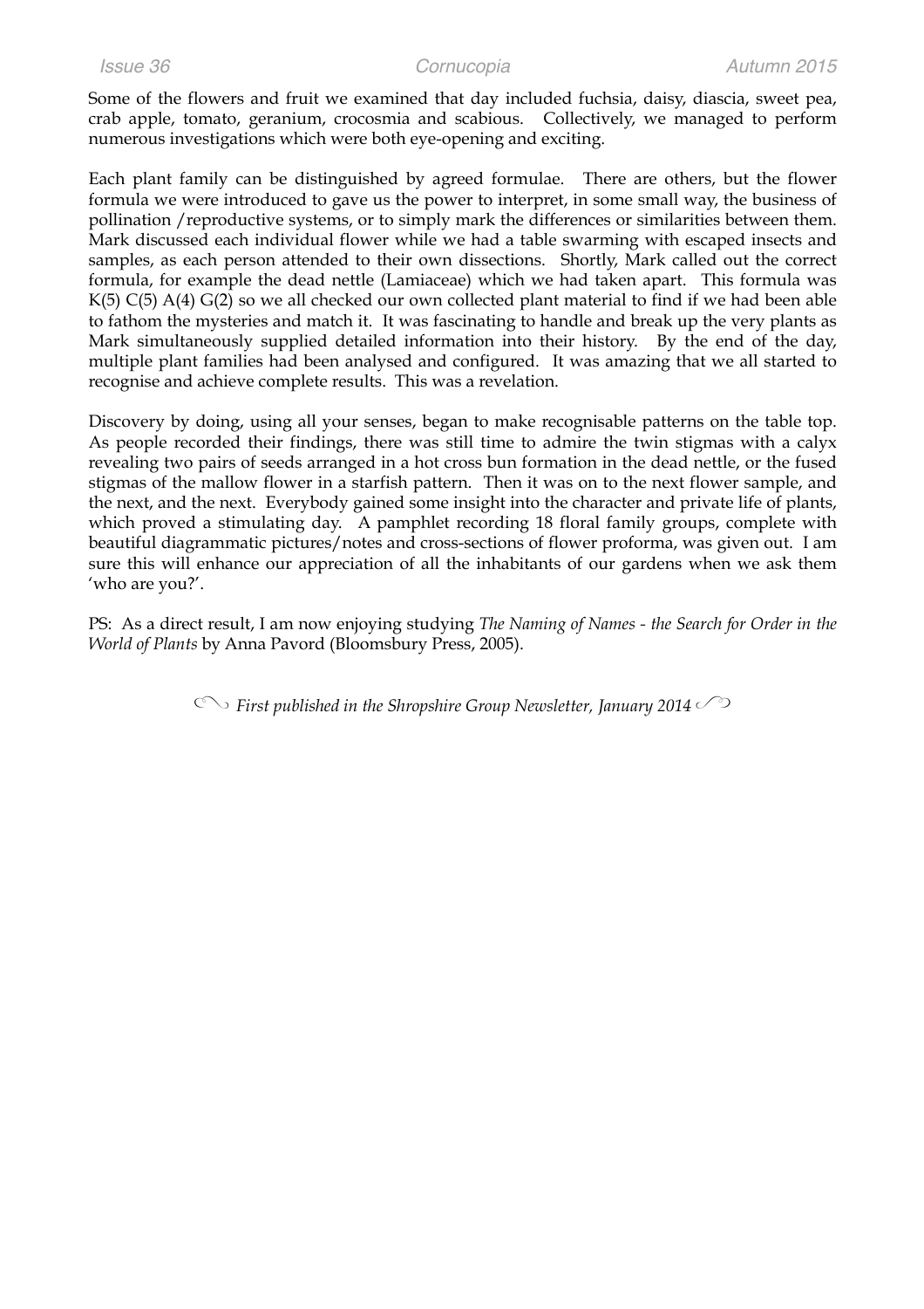Some of the flowers and fruit we examined that day included fuchsia, daisy, diascia, sweet pea, crab apple, tomato, geranium, crocosmia and scabious. Collectively, we managed to perform numerous investigations which were both eye-opening and exciting.

Each plant family can be distinguished by agreed formulae. There are others, but the flower formula we were introduced to gave us the power to interpret, in some small way, the business of pollination /reproductive systems, or to simply mark the differences or similarities between them. Mark discussed each individual flower while we had a table swarming with escaped insects and samples, as each person attended to their own dissections. Shortly, Mark called out the correct formula, for example the dead nettle (Lamiaceae) which we had taken apart. This formula was K(5) C(5) A(4) G(2) so we all checked our own collected plant material to find if we had been able to fathom the mysteries and match it. It was fascinating to handle and break up the very plants as Mark simultaneously supplied detailed information into their history. By the end of the day, multiple plant families had been analysed and configured. It was amazing that we all started to recognise and achieve complete results. This was a revelation.

Discovery by doing, using all your senses, began to make recognisable patterns on the table top. As people recorded their findings, there was still time to admire the twin stigmas with a calyx revealing two pairs of seeds arranged in a hot cross bun formation in the dead nettle, or the fused stigmas of the mallow flower in a starfish pattern. Then it was on to the next flower sample, and the next, and the next. Everybody gained some insight into the character and private life of plants, which proved a stimulating day. A pamphlet recording 18 floral family groups, complete with beautiful diagrammatic pictures/notes and cross-sections of flower proforma, was given out. I am sure this will enhance our appreciation of all the inhabitants of our gardens when we ask them 'who are you?'.

PS: As a direct result, I am now enjoying studying *The Naming of Names - the Search for Order in the World of Plants* by Anna Pavord (Bloomsbury Press, 2005).

*First published in the Shropshire Group Newsletter, January 2014*